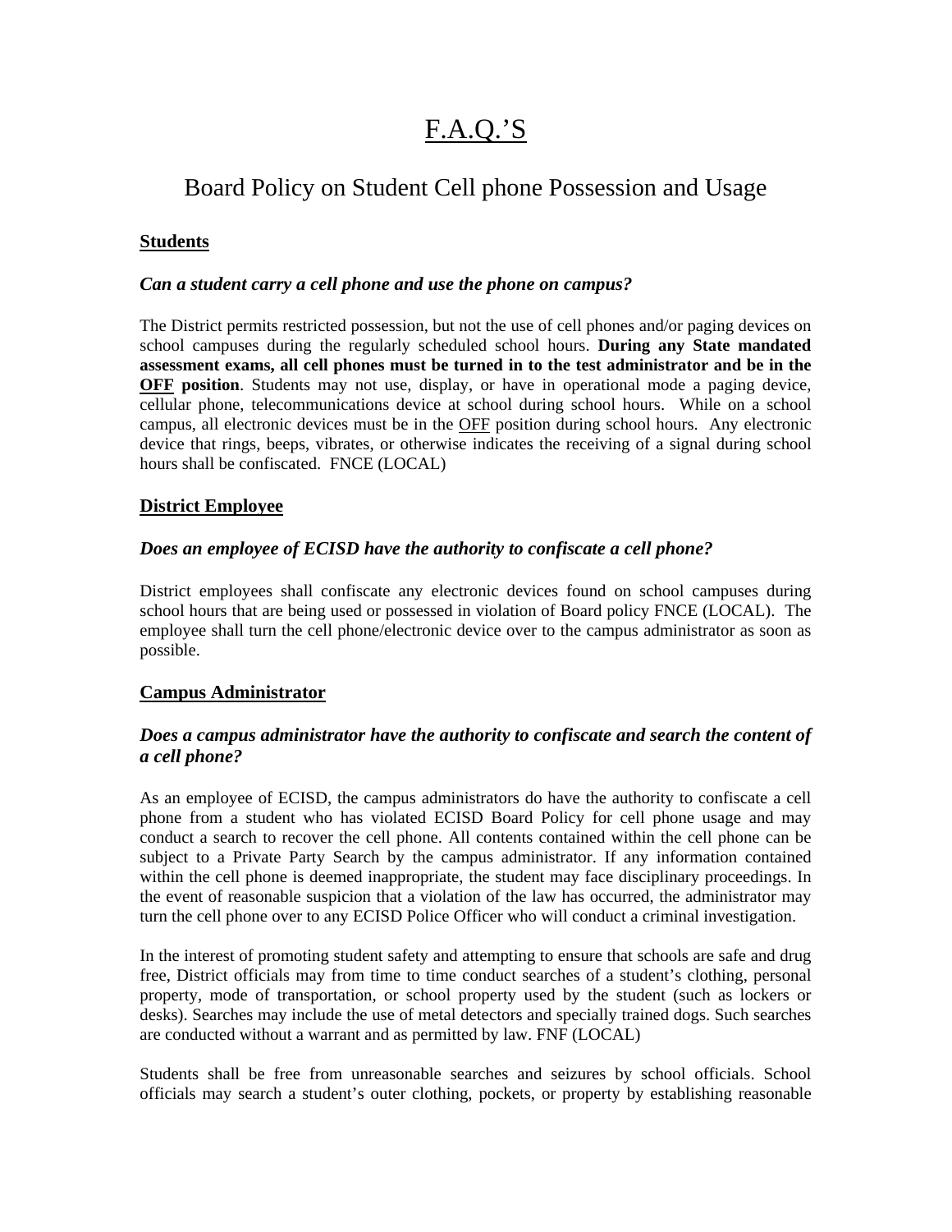// F.A.Q.'S

<u>F.A.Q.'S</u>

# Board Policy on Student Cell phone Possession and Usage

## <u>Students</u>

### *Can a student carry a cell phone and use the phone on campus?*

The District permits restricted possession, but not the use of cell phones and/or paging devices on school campuses during the regularly scheduled school hours. **During any State mandated assessment exams, all cell phones must be turned in to the test administrator and be in the <u>OFF</u> position**. Students may not use, display, or have in operational mode a paging device, cellular phone, telecommunications device at school during school hours. While on a school campus, all electronic devices must be in the <u>OFF</u> position during school hours. Any electronic device that rings, beeps, vibrates, or otherwise indicates the receiving of a signal during school hours shall be confiscated. FNCE (LOCAL)

## <u>District Employee</u>

### *Does an employee of ECISD have the authority to confiscate a cell phone?*

District employees shall confiscate any electronic devices found on school campuses during school hours that are being used or possessed in violation of Board policy FNCE (LOCAL). The employee shall turn the cell phone/electronic device over to the campus administrator as soon as possible.

## <u>Campus Administrator</u>

### *Does a campus administrator have the authority to confiscate and search the content of a cell phone?*

As an employee of ECISD, the campus administrators do have the authority to confiscate a cell phone from a student who has violated ECISD Board Policy for cell phone usage and may conduct a search to recover the cell phone. All contents contained within the cell phone can be subject to a Private Party Search by the campus administrator. If any information contained within the cell phone is deemed inappropriate, the student may face disciplinary proceedings. In the event of reasonable suspicion that a violation of the law has occurred, the administrator may turn the cell phone over to any ECISD Police Officer who will conduct a criminal investigation.

In the interest of promoting student safety and attempting to ensure that schools are safe and drug free, District officials may from time to time conduct searches of a student's clothing, personal property, mode of transportation, or school property used by the student (such as lockers or desks). Searches may include the use of metal detectors and specially trained dogs. Such searches are conducted without a warrant and as permitted by law. FNF (LOCAL)

Students shall be free from unreasonable searches and seizures by school officials. School officials may search a student's outer clothing, pockets, or property by establishing reasonable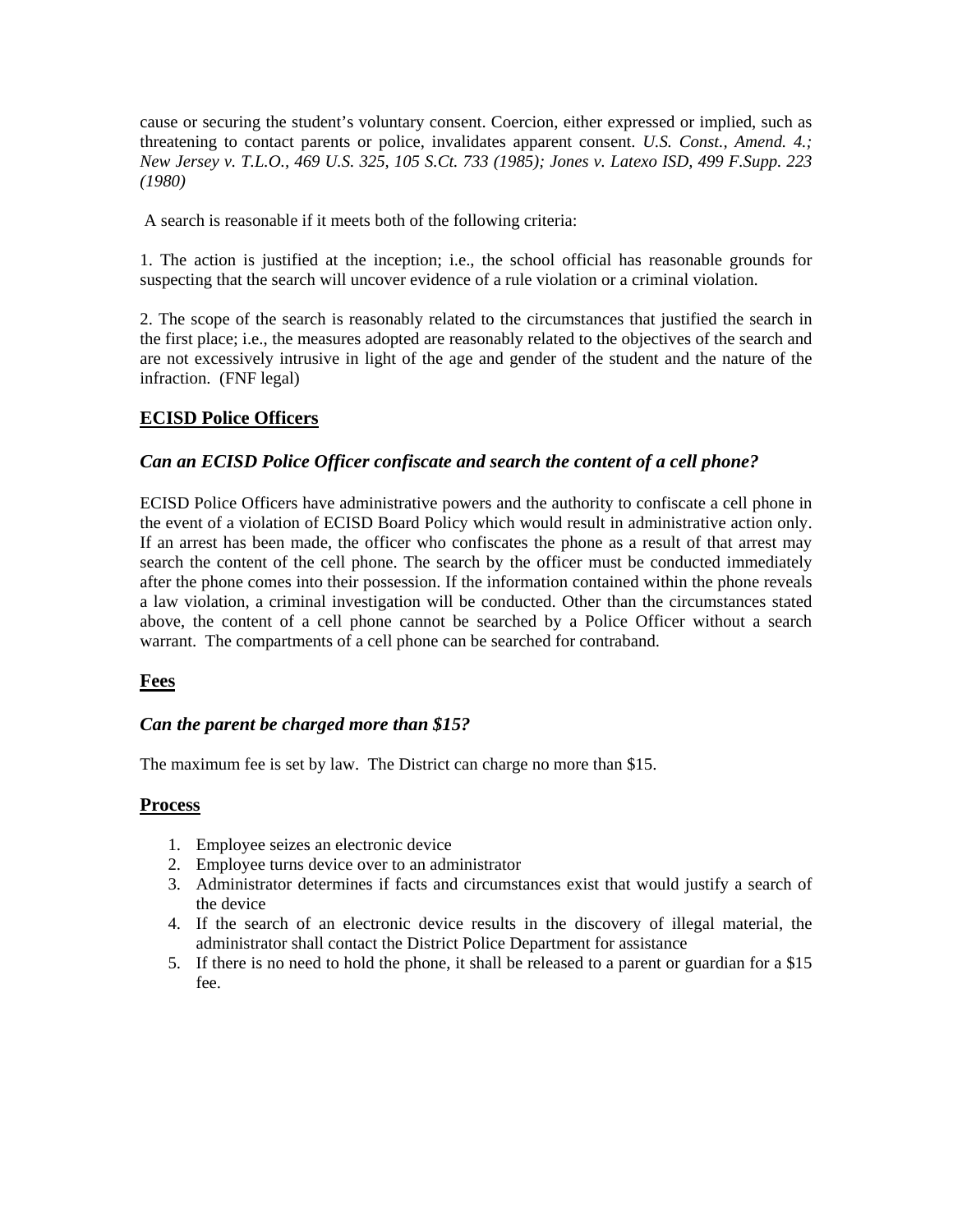cause or securing the student's voluntary consent. Coercion, either expressed or implied, such as threatening to contact parents or police, invalidates apparent consent. *U.S. Const., Amend. 4.; New Jersey v. T.L.O., 469 U.S. 325, 105 S.Ct. 733 (1985); Jones v. Latexo ISD, 499 F.Supp. 223 (1980)*

A search is reasonable if it meets both of the following criteria:

1. The action is justified at the inception; i.e., the school official has reasonable grounds for suspecting that the search will uncover evidence of a rule violation or a criminal violation.

2. The scope of the search is reasonably related to the circumstances that justified the search in the first place; i.e., the measures adopted are reasonably related to the objectives of the search and are not excessively intrusive in light of the age and gender of the student and the nature of the infraction. (FNF legal)

## ECISD Police Officers

### *Can an ECISD Police Officer confiscate and search the content of a cell phone?*

ECISD Police Officers have administrative powers and the authority to confiscate a cell phone in the event of a violation of ECISD Board Policy which would result in administrative action only. If an arrest has been made, the officer who confiscates the phone as a result of that arrest may search the content of the cell phone. The search by the officer must be conducted immediately after the phone comes into their possession. If the information contained within the phone reveals a law violation, a criminal investigation will be conducted. Other than the circumstances stated above, the content of a cell phone cannot be searched by a Police Officer without a search warrant. The compartments of a cell phone can be searched for contraband.

## Fees

### *Can the parent be charged more than $15?*

The maximum fee is set by law. The District can charge no more than $15.

## Process

1. Employee seizes an electronic device
2. Employee turns device over to an administrator
3. Administrator determines if facts and circumstances exist that would justify a search of the device
4. If the search of an electronic device results in the discovery of illegal material, the administrator shall contact the District Police Department for assistance
5. If there is no need to hold the phone, it shall be released to a parent or guardian for a $15 fee.